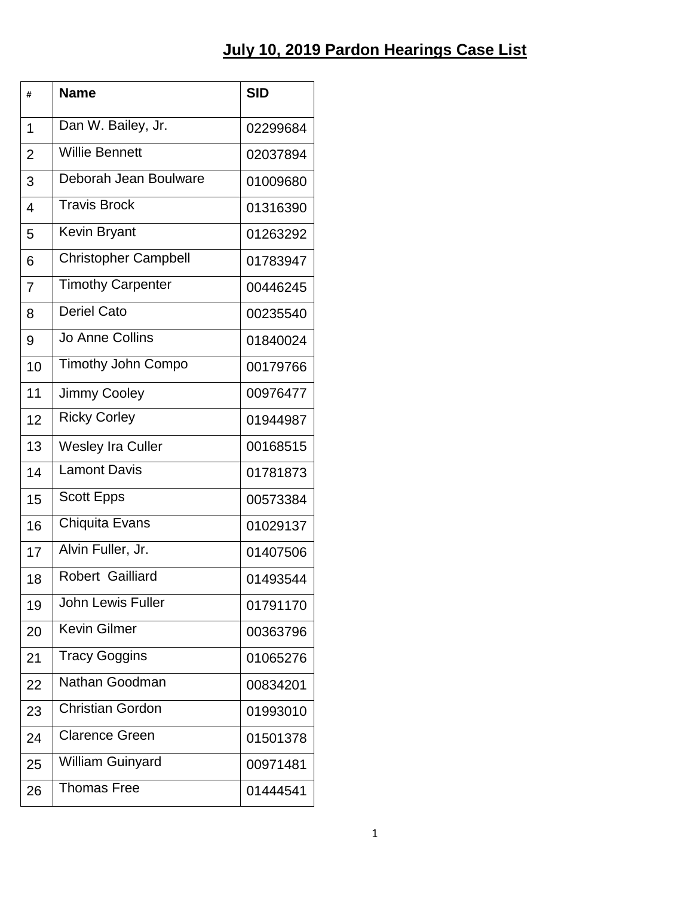# July 10, 2019 Pardon Hearings Case List

| # | Name | SID |
|---|---|---|
| 1 | Dan W. Bailey, Jr. | 02299684 |
| 2 | Willie Bennett | 02037894 |
| 3 | Deborah Jean Boulware | 01009680 |
| 4 | Travis Brock | 01316390 |
| 5 | Kevin Bryant | 01263292 |
| 6 | Christopher Campbell | 01783947 |
| 7 | Timothy Carpenter | 00446245 |
| 8 | Deriel Cato | 00235540 |
| 9 | Jo Anne Collins | 01840024 |
| 10 | Timothy John Compo | 00179766 |
| 11 | Jimmy Cooley | 00976477 |
| 12 | Ricky Corley | 01944987 |
| 13 | Wesley Ira Culler | 00168515 |
| 14 | Lamont Davis | 01781873 |
| 15 | Scott Epps | 00573384 |
| 16 | Chiquita Evans | 01029137 |
| 17 | Alvin Fuller, Jr. | 01407506 |
| 18 | Robert Gailliard | 01493544 |
| 19 | John Lewis Fuller | 01791170 |
| 20 | Kevin Gilmer | 00363796 |
| 21 | Tracy Goggins | 01065276 |
| 22 | Nathan Goodman | 00834201 |
| 23 | Christian Gordon | 01993010 |
| 24 | Clarence Green | 01501378 |
| 25 | William Guinyard | 00971481 |
| 26 | Thomas Free | 01444541 |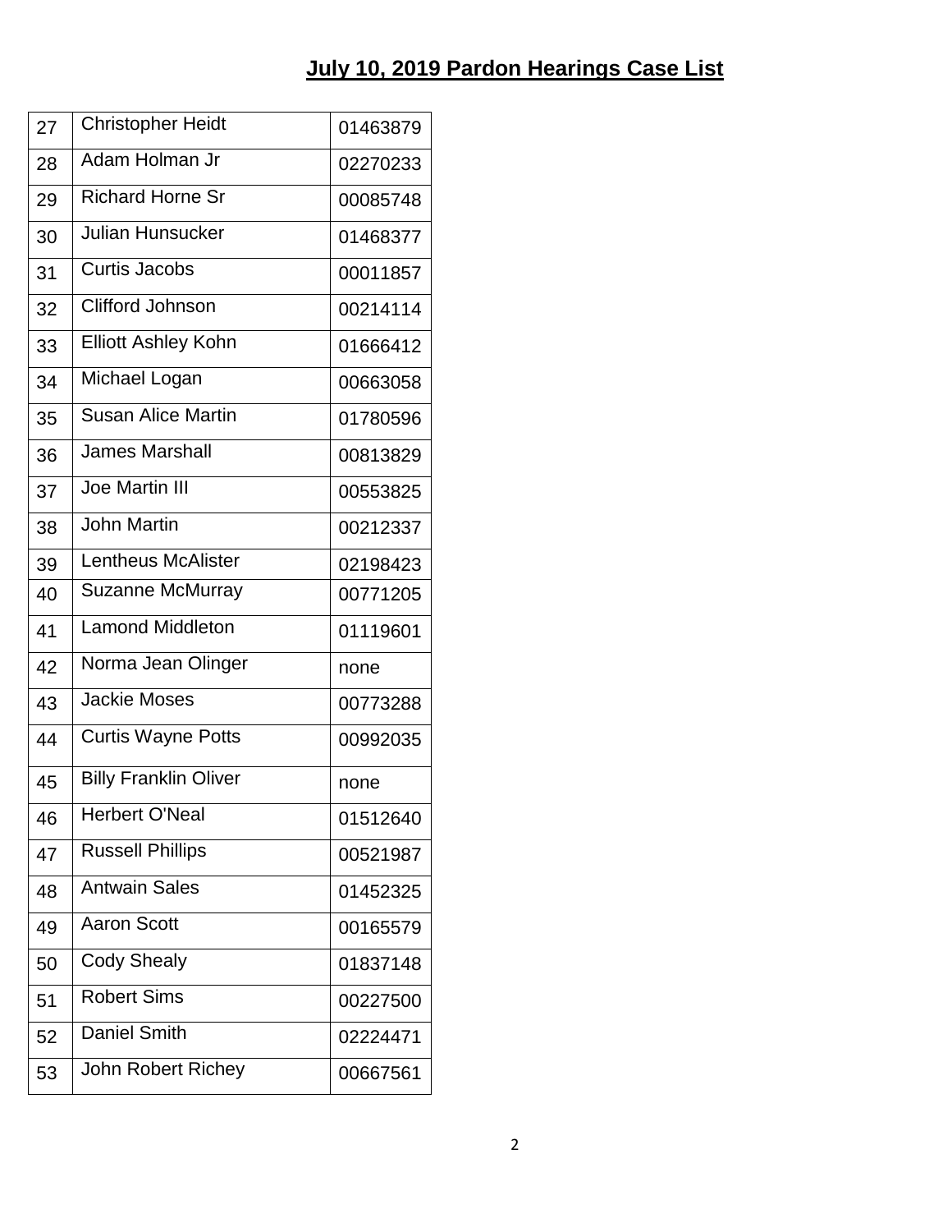# July 10, 2019 Pardon Hearings Case List

| | | |
|---|---|---|
| 27 | Christopher Heidt | 01463879 |
| 28 | Adam Holman Jr | 02270233 |
| 29 | Richard Horne Sr | 00085748 |
| 30 | Julian Hunsucker | 01468377 |
| 31 | Curtis Jacobs | 00011857 |
| 32 | Clifford Johnson | 00214114 |
| 33 | Elliott Ashley Kohn | 01666412 |
| 34 | Michael Logan | 00663058 |
| 35 | Susan Alice Martin | 01780596 |
| 36 | James Marshall | 00813829 |
| 37 | Joe Martin III | 00553825 |
| 38 | John Martin | 00212337 |
| 39 | Lentheus McAlister | 02198423 |
| 40 | Suzanne McMurray | 00771205 |
| 41 | Lamond Middleton | 01119601 |
| 42 | Norma Jean Olinger | none |
| 43 | Jackie Moses | 00773288 |
| 44 | Curtis Wayne Potts | 00992035 |
| 45 | Billy Franklin Oliver | none |
| 46 | Herbert O'Neal | 01512640 |
| 47 | Russell Phillips | 00521987 |
| 48 | Antwain Sales | 01452325 |
| 49 | Aaron Scott | 00165579 |
| 50 | Cody Shealy | 01837148 |
| 51 | Robert Sims | 00227500 |
| 52 | Daniel Smith | 02224471 |
| 53 | John Robert Richey | 00667561 |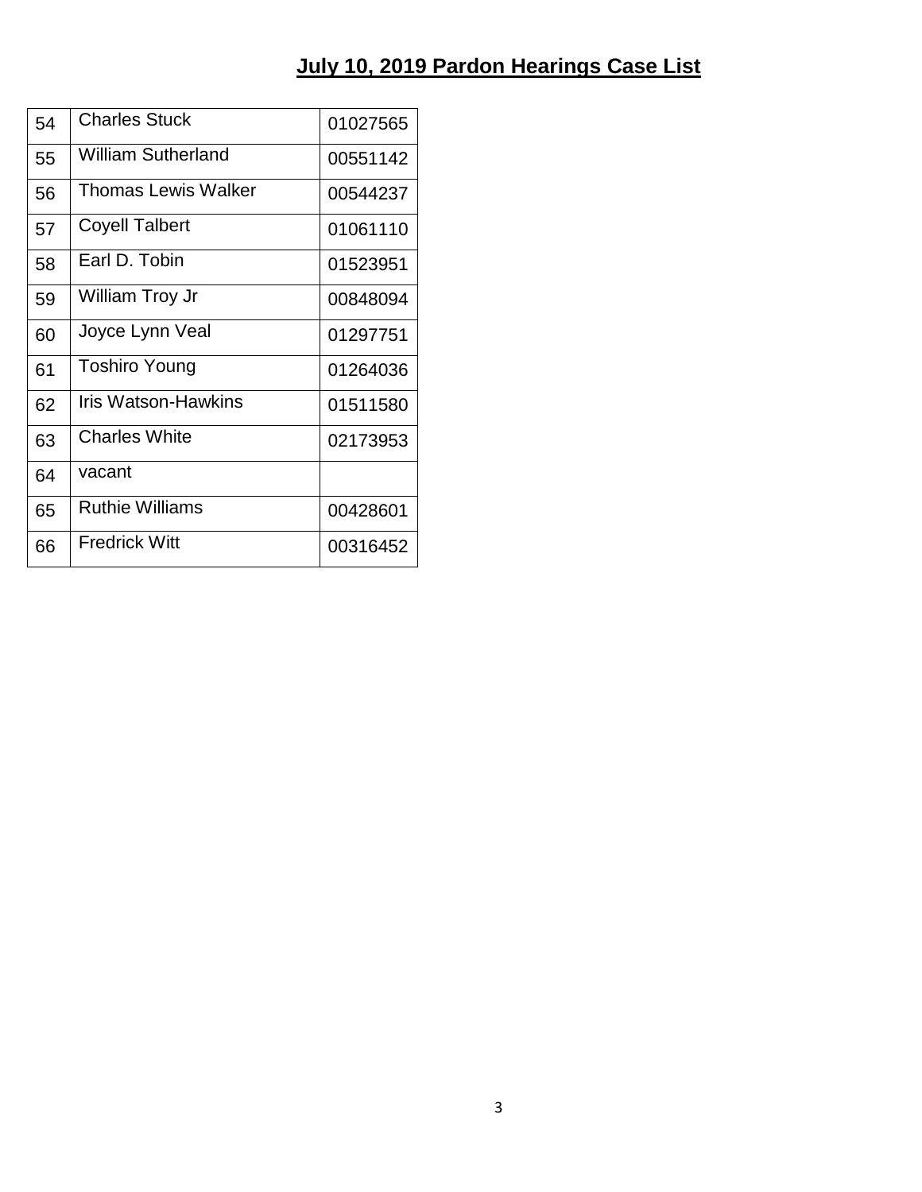# July 10, 2019 Pardon Hearings Case List

| | | |
|---|---|---|
| 54 | Charles Stuck | 01027565 |
| 55 | William Sutherland | 00551142 |
| 56 | Thomas Lewis Walker | 00544237 |
| 57 | Coyell Talbert | 01061110 |
| 58 | Earl D. Tobin | 01523951 |
| 59 | William Troy Jr | 00848094 |
| 60 | Joyce Lynn Veal | 01297751 |
| 61 | Toshiro Young | 01264036 |
| 62 | Iris Watson-Hawkins | 01511580 |
| 63 | Charles White | 02173953 |
| 64 | vacant | |
| 65 | Ruthie Williams | 00428601 |
| 66 | Fredrick Witt | 00316452 |